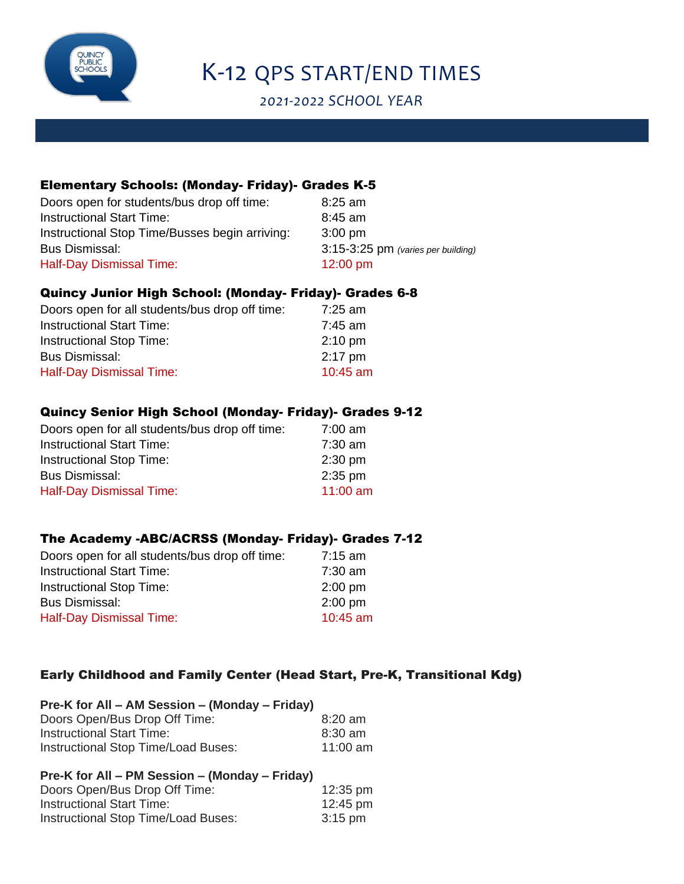# K-12 QPS START/END TIMES

*2021-2022 SCHOOL YEAR*

### Elementary Schools: (Monday- Friday)- Grades K-5

| | |
|---|---|
| Doors open for students/bus drop off time: | 8:25 am |
| Instructional Start Time: | 8:45 am |
| Instructional Stop Time/Busses begin arriving: | 3:00 pm |
| Bus Dismissal: | 3:15-3:25 pm *(varies per building)* |
| Half-Day Dismissal Time: | 12:00 pm |

### Quincy Junior High School: (Monday- Friday)- Grades 6-8

| | |
|---|---|
| Doors open for all students/bus drop off time: | 7:25 am |
| Instructional Start Time: | 7:45 am |
| Instructional Stop Time: | 2:10 pm |
| Bus Dismissal: | 2:17 pm |
| Half-Day Dismissal Time: | 10:45 am |

### Quincy Senior High School (Monday- Friday)- Grades 9-12

| | |
|---|---|
| Doors open for all students/bus drop off time: | 7:00 am |
| Instructional Start Time: | 7:30 am |
| Instructional Stop Time: | 2:30 pm |
| Bus Dismissal: | 2:35 pm |
| Half-Day Dismissal Time: | 11:00 am |

### The Academy -ABC/ACRSS (Monday- Friday)- Grades 7-12

| | |
|---|---|
| Doors open for all students/bus drop off time: | 7:15 am |
| Instructional Start Time: | 7:30 am |
| Instructional Stop Time: | 2:00 pm |
| Bus Dismissal: | 2:00 pm |
| Half-Day Dismissal Time: | 10:45 am |

### Early Childhood and Family Center (Head Start, Pre-K, Transitional Kdg)

**Pre-K for All – AM Session – (Monday – Friday)**

| | |
|---|---|
| Doors Open/Bus Drop Off Time: | 8:20 am |
| Instructional Start Time: | 8:30 am |
| Instructional Stop Time/Load Buses: | 11:00 am |

**Pre-K for All – PM Session – (Monday – Friday)**

| | |
|---|---|
| Doors Open/Bus Drop Off Time: | 12:35 pm |
| Instructional Start Time: | 12:45 pm |
| Instructional Stop Time/Load Buses: | 3:15 pm |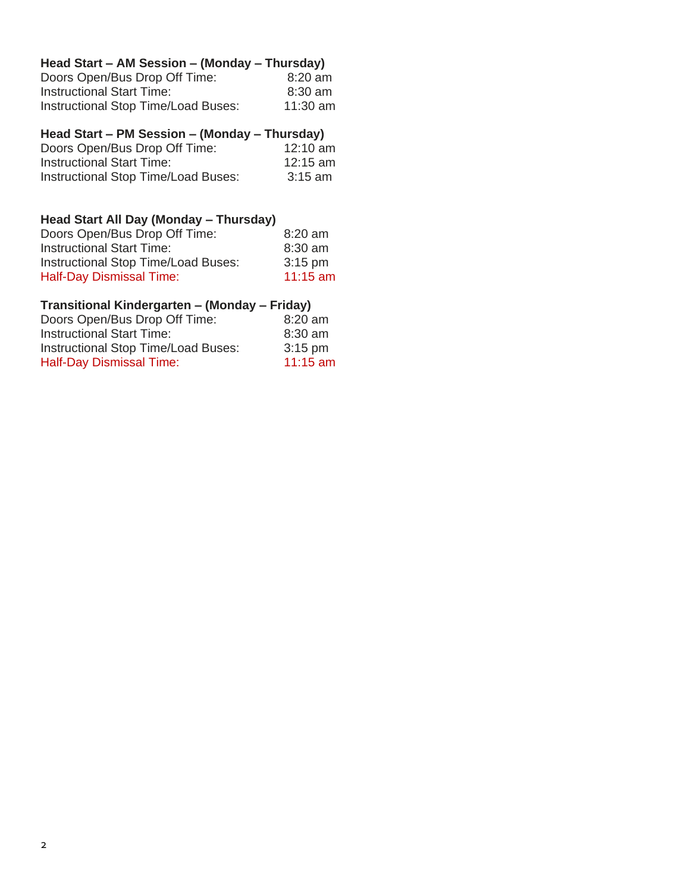**Head Start – AM Session – (Monday – Thursday)**

| | |
|---|---|
| Doors Open/Bus Drop Off Time: | 8:20 am |
| Instructional Start Time: | 8:30 am |
| Instructional Stop Time/Load Buses: | 11:30 am |

**Head Start – PM Session – (Monday – Thursday)**

| | |
|---|---|
| Doors Open/Bus Drop Off Time: | 12:10 am |
| Instructional Start Time: | 12:15 am |
| Instructional Stop Time/Load Buses: | 3:15 am |

**Head Start All Day (Monday – Thursday)**

| | |
|---|---|
| Doors Open/Bus Drop Off Time: | 8:20 am |
| Instructional Start Time: | 8:30 am |
| Instructional Stop Time/Load Buses: | 3:15 pm |
| Half-Day Dismissal Time: | 11:15 am |

**Transitional Kindergarten – (Monday – Friday)**

| | |
|---|---|
| Doors Open/Bus Drop Off Time: | 8:20 am |
| Instructional Start Time: | 8:30 am |
| Instructional Stop Time/Load Buses: | 3:15 pm |
| Half-Day Dismissal Time: | 11:15 am |